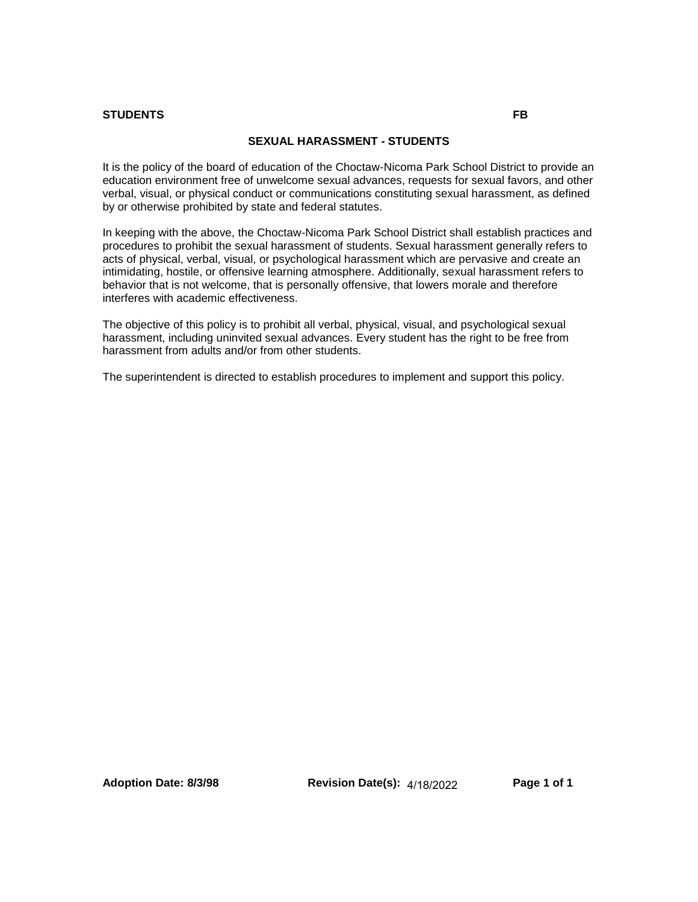**STUDENTS** **FB**

## SEXUAL HARASSMENT - STUDENTS

It is the policy of the board of education of the Choctaw-Nicoma Park School District to provide an education environment free of unwelcome sexual advances, requests for sexual favors, and other verbal, visual, or physical conduct or communications constituting sexual harassment, as defined by or otherwise prohibited by state and federal statutes.

In keeping with the above, the Choctaw-Nicoma Park School District shall establish practices and procedures to prohibit the sexual harassment of students. Sexual harassment generally refers to acts of physical, verbal, visual, or psychological harassment which are pervasive and create an intimidating, hostile, or offensive learning atmosphere. Additionally, sexual harassment refers to behavior that is not welcome, that is personally offensive, that lowers morale and therefore interferes with academic effectiveness.

The objective of this policy is to prohibit all verbal, physical, visual, and psychological sexual harassment, including uninvited sexual advances. Every student has the right to be free from harassment from adults and/or from other students.

The superintendent is directed to establish procedures to implement and support this policy.

**Adoption Date: 8/3/98** **Revision Date(s):** 4/18/2022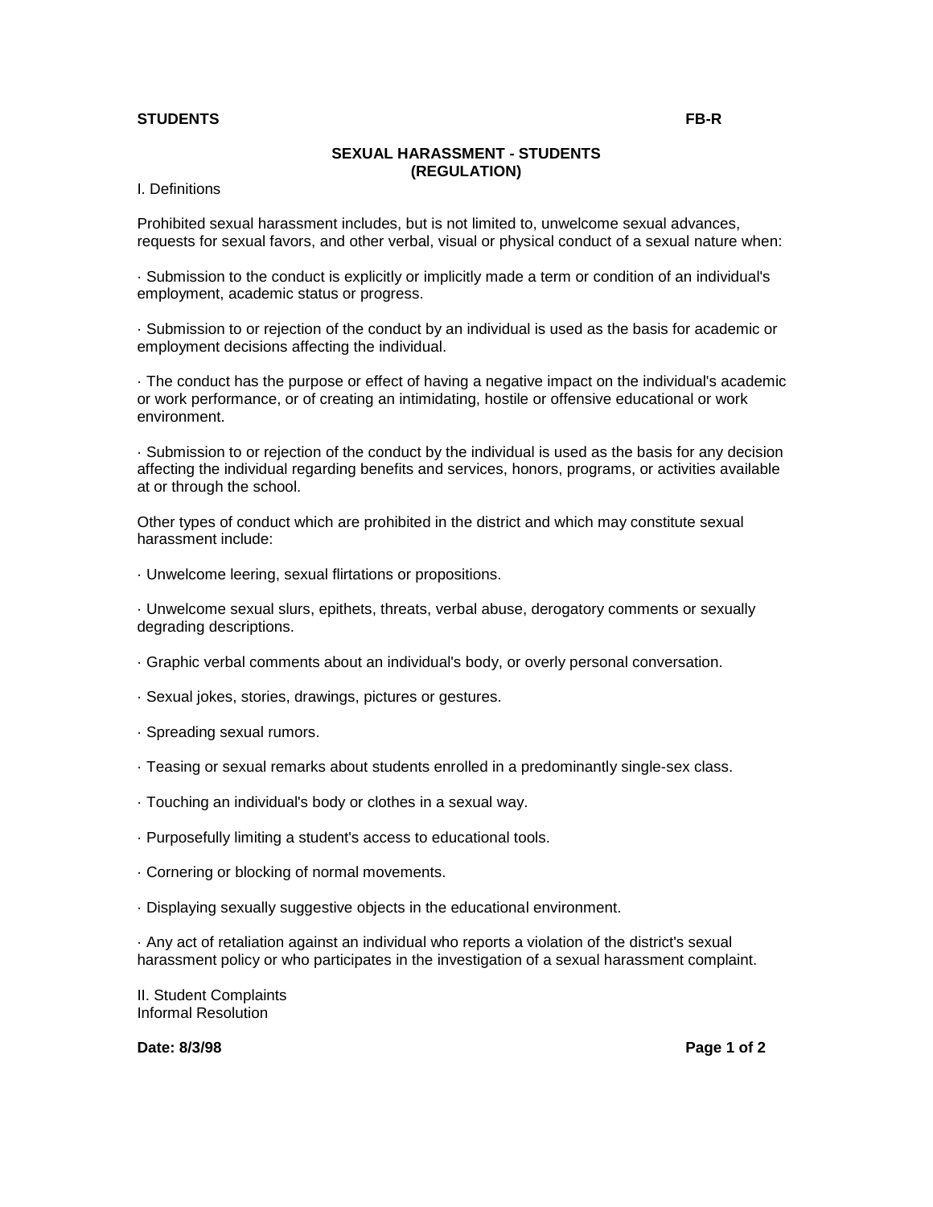# SEXUAL HARASSMENT - STUDENTS (REGULATION)

I. Definitions

Prohibited sexual harassment includes, but is not limited to, unwelcome sexual advances, requests for sexual favors, and other verbal, visual or physical conduct of a sexual nature when:

- Submission to the conduct is explicitly or implicitly made a term or condition of an individual's employment, academic status or progress.

- Submission to or rejection of the conduct by an individual is used as the basis for academic or employment decisions affecting the individual.

- The conduct has the purpose or effect of having a negative impact on the individual's academic or work performance, or of creating an intimidating, hostile or offensive educational or work environment.

- Submission to or rejection of the conduct by the individual is used as the basis for any decision affecting the individual regarding benefits and services, honors, programs, or activities available at or through the school.

Other types of conduct which are prohibited in the district and which may constitute sexual harassment include:

- Unwelcome leering, sexual flirtations or propositions.

- Unwelcome sexual slurs, epithets, threats, verbal abuse, derogatory comments or sexually degrading descriptions.

- Graphic verbal comments about an individual's body, or overly personal conversation.

- Sexual jokes, stories, drawings, pictures or gestures.

- Spreading sexual rumors.

- Teasing or sexual remarks about students enrolled in a predominantly single-sex class.

- Touching an individual's body or clothes in a sexual way.

- Purposefully limiting a student's access to educational tools.

- Cornering or blocking of normal movements.

- Displaying sexually suggestive objects in the educational environment.

- Any act of retaliation against an individual who reports a violation of the district's sexual harassment policy or who participates in the investigation of a sexual harassment complaint.

II. Student Complaints
Informal Resolution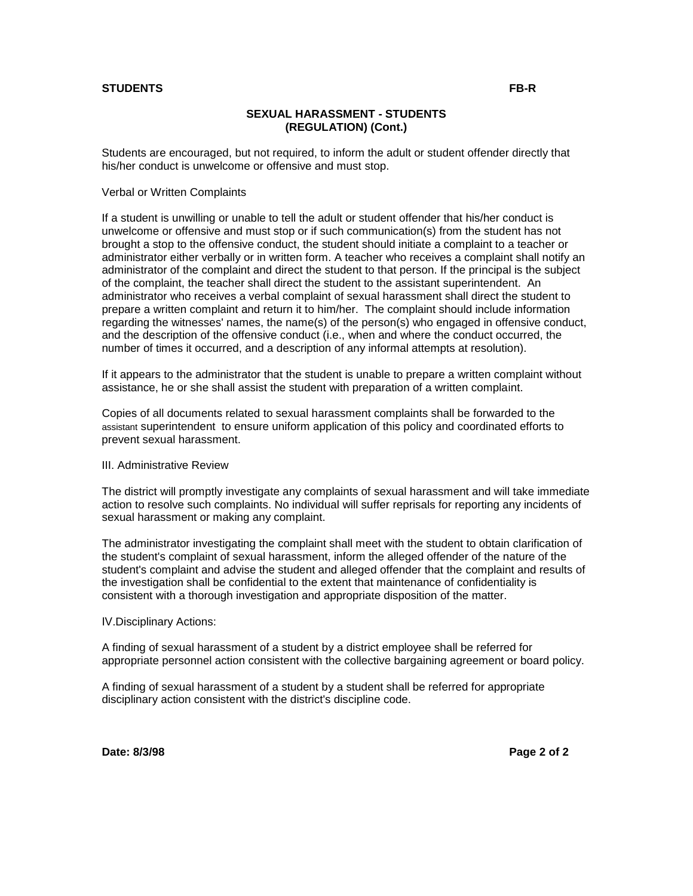**STUDENTS** **FB-R**

## SEXUAL HARASSMENT - STUDENTS (REGULATION) (Cont.)

Students are encouraged, but not required, to inform the adult or student offender directly that his/her conduct is unwelcome or offensive and must stop.

Verbal or Written Complaints

If a student is unwilling or unable to tell the adult or student offender that his/her conduct is unwelcome or offensive and must stop or if such communication(s) from the student has not brought a stop to the offensive conduct, the student should initiate a complaint to a teacher or administrator either verbally or in written form. A teacher who receives a complaint shall notify an administrator of the complaint and direct the student to that person. If the principal is the subject of the complaint, the teacher shall direct the student to the assistant superintendent. An administrator who receives a verbal complaint of sexual harassment shall direct the student to prepare a written complaint and return it to him/her. The complaint should include information regarding the witnesses' names, the name(s) of the person(s) who engaged in offensive conduct, and the description of the offensive conduct (i.e., when and where the conduct occurred, the number of times it occurred, and a description of any informal attempts at resolution).

If it appears to the administrator that the student is unable to prepare a written complaint without assistance, he or she shall assist the student with preparation of a written complaint.

Copies of all documents related to sexual harassment complaints shall be forwarded to the assistant superintendent to ensure uniform application of this policy and coordinated efforts to prevent sexual harassment.

III. Administrative Review

The district will promptly investigate any complaints of sexual harassment and will take immediate action to resolve such complaints. No individual will suffer reprisals for reporting any incidents of sexual harassment or making any complaint.

The administrator investigating the complaint shall meet with the student to obtain clarification of the student's complaint of sexual harassment, inform the alleged offender of the nature of the student's complaint and advise the student and alleged offender that the complaint and results of the investigation shall be confidential to the extent that maintenance of confidentiality is consistent with a thorough investigation and appropriate disposition of the matter.

IV.Disciplinary Actions:

A finding of sexual harassment of a student by a district employee shall be referred for appropriate personnel action consistent with the collective bargaining agreement or board policy.

A finding of sexual harassment of a student by a student shall be referred for appropriate disciplinary action consistent with the district's discipline code.

**Date: 8/3/98**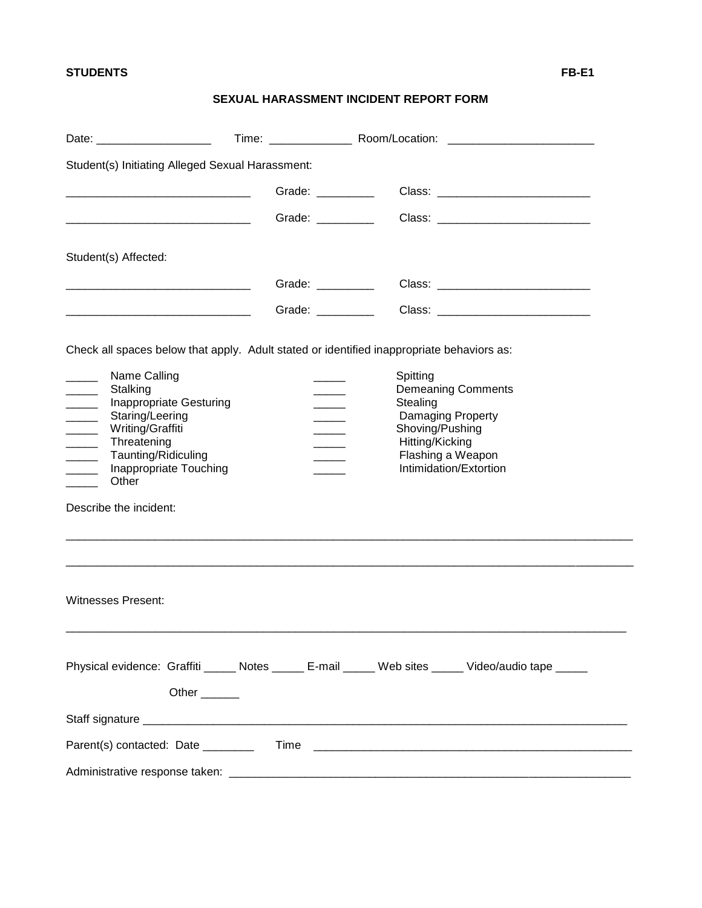**STUDENTS** **FB-E1**

## SEXUAL HARASSMENT INCIDENT REPORT FORM

Date: __________________ Time: _____________ Room/Location: ______________________

Student(s) Initiating Alleged Sexual Harassment:

_____________________________ Grade: _________ Class: ________________________

_____________________________ Grade: _________ Class: ________________________

Student(s) Affected:

_____________________________ Grade: _________ Class: ________________________

_____________________________ Grade: _________ Class: ________________________

Check all spaces below that apply. Adult stated or identified inappropriate behaviors as:

_____ Name Calling
_____ Stalking
_____ Inappropriate Gesturing
_____ Staring/Leering
_____ Writing/Graffiti
_____ Threatening
_____ Taunting/Ridiculing
_____ Inappropriate Touching
_____ Other

_____ Spitting
_____ Demeaning Comments
_____ Stealing
_____ Damaging Property
_____ Shoving/Pushing
_____ Hitting/Kicking
_____ Flashing a Weapon
_____ Intimidation/Extortion

Describe the incident:

_____________________________________________________________________________________

_____________________________________________________________________________________

Witnesses Present:

_____________________________________________________________________________________

Physical evidence: Graffiti _____ Notes _____ E-mail _____ Web sites _____ Video/audio tape _____

Other ______

Staff signature ______________________________________________________________________

Parent(s) contacted: Date ________ Time ________________________________________________

Administrative response taken: ______________________________________________________________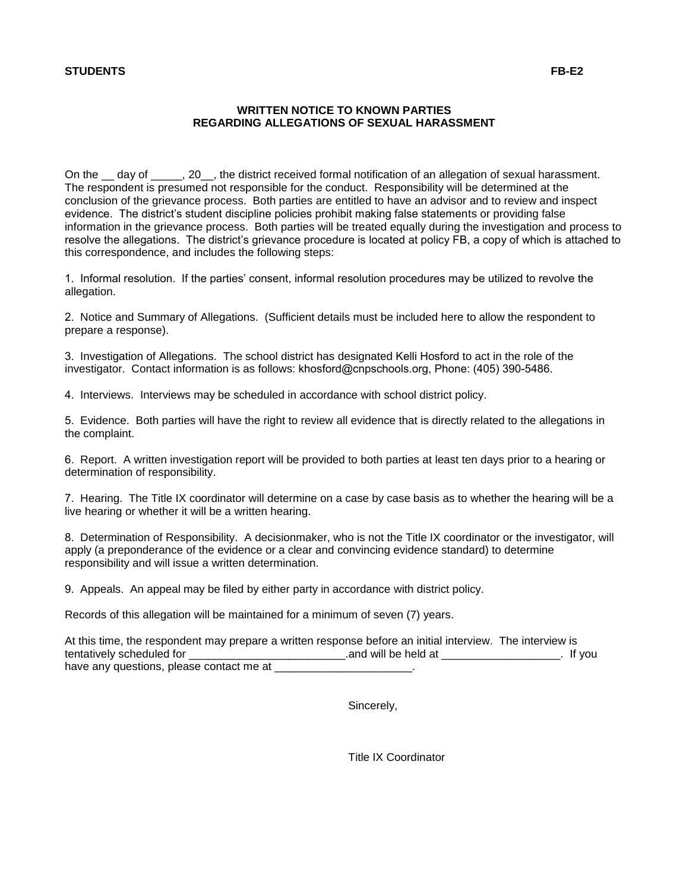**STUDENTS** **FB-E2**

## WRITTEN NOTICE TO KNOWN PARTIES
## REGARDING ALLEGATIONS OF SEXUAL HARASSMENT

On the __ day of _____, 20__, the district received formal notification of an allegation of sexual harassment. The respondent is presumed not responsible for the conduct. Responsibility will be determined at the conclusion of the grievance process. Both parties are entitled to have an advisor and to review and inspect evidence. The district's student discipline policies prohibit making false statements or providing false information in the grievance process. Both parties will be treated equally during the investigation and process to resolve the allegations. The district's grievance procedure is located at policy FB, a copy of which is attached to this correspondence, and includes the following steps:

1. Informal resolution. If the parties' consent, informal resolution procedures may be utilized to revolve the allegation.

2. Notice and Summary of Allegations. (Sufficient details must be included here to allow the respondent to prepare a response).

3. Investigation of Allegations. The school district has designated Kelli Hosford to act in the role of the investigator. Contact information is as follows: khosford@cnpschools.org, Phone: (405) 390-5486.

4. Interviews. Interviews may be scheduled in accordance with school district policy.

5. Evidence. Both parties will have the right to review all evidence that is directly related to the allegations in the complaint.

6. Report. A written investigation report will be provided to both parties at least ten days prior to a hearing or determination of responsibility.

7. Hearing. The Title IX coordinator will determine on a case by case basis as to whether the hearing will be a live hearing or whether it will be a written hearing.

8. Determination of Responsibility. A decisionmaker, who is not the Title IX coordinator or the investigator, will apply (a preponderance of the evidence or a clear and convincing evidence standard) to determine responsibility and will issue a written determination.

9. Appeals. An appeal may be filed by either party in accordance with district policy.

Records of this allegation will be maintained for a minimum of seven (7) years.

At this time, the respondent may prepare a written response before an initial interview. The interview is tentatively scheduled for _________________________.and will be held at ___________________. If you have any questions, please contact me at ______________________.

Sincerely,

Title IX Coordinator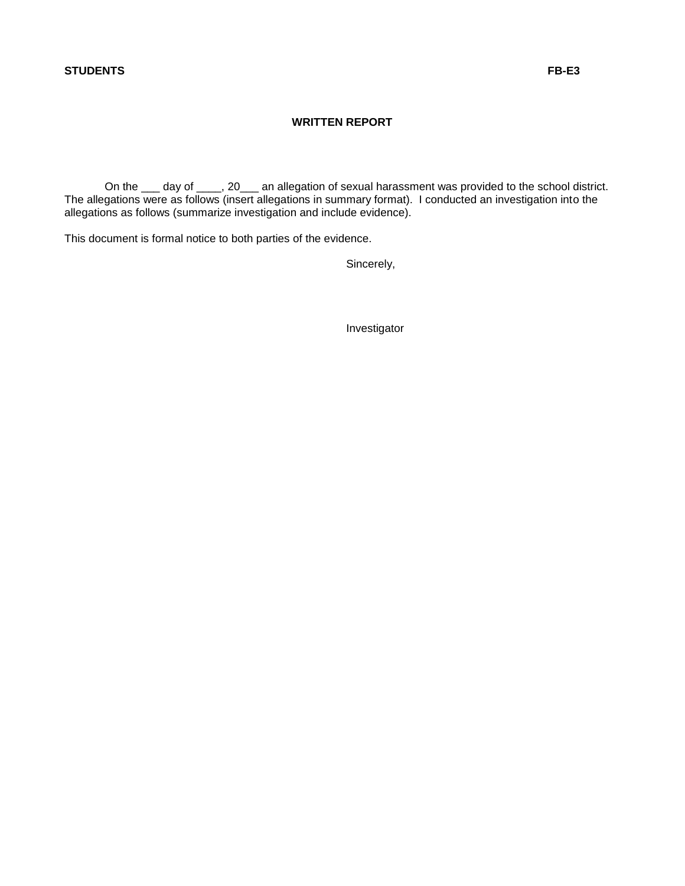**STUDENTS** **FB-E3**

## WRITTEN REPORT

On the ___ day of ____, 20___ an allegation of sexual harassment was provided to the school district. The allegations were as follows (insert allegations in summary format). I conducted an investigation into the allegations as follows (summarize investigation and include evidence).

This document is formal notice to both parties of the evidence.

Sincerely,

Investigator